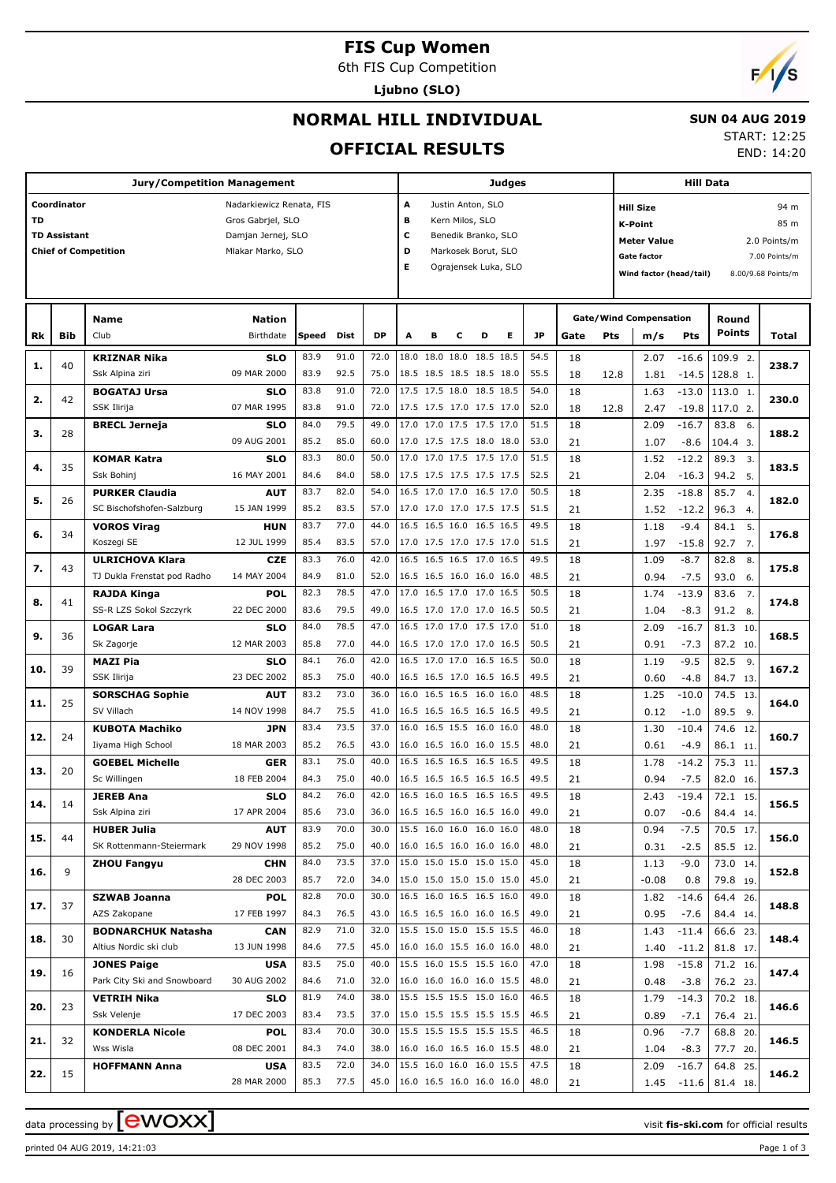# FIS Cup Women

6th FIS Cup Competition

**Ljubno (SLO)**

## NORMAL HILL INDIVIDUAL

## OFFICIAL RESULTS

**SUN 04 AUG 2019**

START: 12:25
END: 14:20

| Jury/Competition Management | |
|---|---|
| Coordinator | Nadarkiewicz Renata, FIS |
| TD | Gros Gabrjel, SLO |
| TD Assistant | Damjan Jernej, SLO |
| Chief of Competition | Mlakar Marko, SLO |

| Judges | |
|---|---|
| A | Justin Anton, SLO |
| B | Kern Milos, SLO |
| C | Benedik Branko, SLO |
| D | Markosek Borut, SLO |
| E | Ograjensek Luka, SLO |

| Hill Data | |
|---|---|
| Hill Size | 94 m |
| K-Point | 85 m |
| Meter Value | 2.0 Points/m |
| Gate factor | 7.00 Points/m |
| Wind factor (head/tail) | 8.00/9.68 Points/m |

| Rk | Bib | Name / Club | Nation / Birthdate | Speed | Dist | DP | A | B | C | D | E | JP | Gate | Pts | m/s | Pts | Round Points | Total |
|---|---|---|---|---|---|---|---|---|---|---|---|---|---|---|---|---|---|---|
| 1. | 40 | KRIZNAR Nika | SLO | 83.9 | 91.0 | 72.0 | 18.0 | 18.0 | 18.0 | 18.5 | 18.5 | 54.5 | 18 | | 2.07 | -16.6 | 109.9 2. | 238.7 |
| | | Ssk Alpina ziri | 09 MAR 2000 | 83.9 | 92.5 | 75.0 | 18.5 | 18.5 | 18.5 | 18.5 | 18.0 | 55.5 | 18 | 12.8 | 1.81 | -14.5 | 128.8 1. | |
| 2. | 42 | BOGATAJ Ursa | SLO | 83.8 | 91.0 | 72.0 | 17.5 | 17.5 | 18.0 | 18.5 | 18.5 | 54.0 | 18 | | 1.63 | -13.0 | 113.0 1. | 230.0 |
| | | SSK Ilirija | 07 MAR 1995 | 83.8 | 91.0 | 72.0 | 17.5 | 17.5 | 17.0 | 17.5 | 17.0 | 52.0 | 18 | 12.8 | 2.47 | -19.8 | 117.0 2. | |
| 3. | 28 | BRECL Jerneja | SLO | 84.0 | 79.5 | 49.0 | 17.0 | 17.0 | 17.5 | 17.5 | 17.0 | 51.5 | 18 | | 2.09 | -16.7 | 83.8 6. | 188.2 |
| | | | 09 AUG 2001 | 85.2 | 85.0 | 60.0 | 17.0 | 17.5 | 17.5 | 18.0 | 18.0 | 53.0 | 21 | | 1.07 | -8.6 | 104.4 3. | |
| 4. | 35 | KOMAR Katra | SLO | 83.3 | 80.0 | 50.0 | 17.0 | 17.0 | 17.5 | 17.5 | 17.0 | 51.5 | 18 | | 1.52 | -12.2 | 89.3 3. | 183.5 |
| | | Ssk Bohinj | 16 MAY 2001 | 84.6 | 84.0 | 58.0 | 17.5 | 17.5 | 17.5 | 17.5 | 17.5 | 52.5 | 21 | | 2.04 | -16.3 | 94.2 5. | |
| 5. | 26 | PURKER Claudia | AUT | 83.7 | 82.0 | 54.0 | 16.5 | 17.0 | 17.0 | 16.5 | 17.0 | 50.5 | 18 | | 2.35 | -18.8 | 85.7 4. | 182.0 |
| | | SC Bischofshofen-Salzburg | 15 JAN 1999 | 85.2 | 83.5 | 57.0 | 17.0 | 17.0 | 17.0 | 17.5 | 17.5 | 51.5 | 21 | | 1.52 | -12.2 | 96.3 4. | |
| 6. | 34 | VOROS Virag | HUN | 83.7 | 77.0 | 44.0 | 16.5 | 16.5 | 16.0 | 16.5 | 16.5 | 49.5 | 18 | | 1.18 | -9.4 | 84.1 5. | 176.8 |
| | | Koszegi SE | 12 JUL 1999 | 85.4 | 83.5 | 57.0 | 17.0 | 17.5 | 17.0 | 17.5 | 17.0 | 51.5 | 21 | | 1.97 | -15.8 | 92.7 7. | |
| 7. | 43 | ULRICHOVA Klara | CZE | 83.3 | 76.0 | 42.0 | 16.5 | 16.5 | 16.5 | 17.0 | 16.5 | 49.5 | 18 | | 1.09 | -8.7 | 82.8 8. | 175.8 |
| | | TJ Dukla Frenstat pod Radho | 14 MAY 2004 | 84.9 | 81.0 | 52.0 | 16.5 | 16.5 | 16.0 | 16.0 | 16.0 | 48.5 | 21 | | 0.94 | -7.5 | 93.0 6. | |
| 8. | 41 | RAJDA Kinga | POL | 82.3 | 78.5 | 47.0 | 17.0 | 16.5 | 17.0 | 17.0 | 16.5 | 50.5 | 18 | | 1.74 | -13.9 | 83.6 7. | 174.8 |
| | | SS-R LZS Sokol Szczyrk | 22 DEC 2000 | 83.6 | 79.5 | 49.0 | 16.5 | 17.0 | 17.0 | 17.0 | 16.5 | 50.5 | 21 | | 1.04 | -8.3 | 91.2 8. | |
| 9. | 36 | LOGAR Lara | SLO | 84.0 | 78.5 | 47.0 | 16.5 | 17.0 | 17.0 | 17.5 | 17.0 | 51.0 | 18 | | 2.09 | -16.7 | 81.3 10. | 168.5 |
| | | Sk Zagorje | 12 MAR 2003 | 85.8 | 77.0 | 44.0 | 16.5 | 17.0 | 17.0 | 17.0 | 16.5 | 50.5 | 21 | | 0.91 | -7.3 | 87.2 10. | |
| 10. | 39 | MAZI Pia | SLO | 84.1 | 76.0 | 42.0 | 16.5 | 17.0 | 17.0 | 16.5 | 16.5 | 50.0 | 18 | | 1.19 | -9.5 | 82.5 9. | 167.2 |
| | | SSK Ilirija | 23 DEC 2002 | 85.3 | 75.0 | 40.0 | 16.5 | 16.5 | 17.0 | 16.5 | 16.5 | 49.5 | 21 | | 0.60 | -4.8 | 84.7 13. | |
| 11. | 25 | SORSCHAG Sophie | AUT | 83.2 | 73.0 | 36.0 | 16.0 | 16.5 | 16.5 | 16.0 | 16.0 | 48.5 | 18 | | 1.25 | -10.0 | 74.5 13. | 164.0 |
| | | SV Villach | 14 NOV 1998 | 84.7 | 75.5 | 41.0 | 16.5 | 16.5 | 16.5 | 16.5 | 16.5 | 49.5 | 21 | | 0.12 | -1.0 | 89.5 9. | |
| 12. | 24 | KUBOTA Machiko | JPN | 83.4 | 73.5 | 37.0 | 16.0 | 16.5 | 15.5 | 16.0 | 16.0 | 48.0 | 18 | | 1.30 | -10.4 | 74.6 12. | 160.7 |
| | | Iiyama High School | 18 MAR 2003 | 85.2 | 76.5 | 43.0 | 16.0 | 16.5 | 16.0 | 16.0 | 15.5 | 48.0 | 21 | | 0.61 | -4.9 | 86.1 11. | |
| 13. | 20 | GOEBEL Michelle | GER | 83.1 | 75.0 | 40.0 | 16.5 | 16.5 | 16.5 | 16.5 | 16.5 | 49.5 | 18 | | 1.78 | -14.2 | 75.3 11. | 157.3 |
| | | Sc Willingen | 18 FEB 2004 | 84.3 | 75.0 | 40.0 | 16.5 | 16.5 | 16.5 | 16.5 | 16.5 | 49.5 | 21 | | 0.94 | -7.5 | 82.0 16. | |
| 14. | 14 | JEREB Ana | SLO | 84.2 | 76.0 | 42.0 | 16.5 | 16.0 | 16.5 | 16.5 | 16.5 | 49.5 | 18 | | 2.43 | -19.4 | 72.1 15. | 156.5 |
| | | Ssk Alpina ziri | 17 APR 2004 | 85.6 | 73.0 | 36.0 | 16.5 | 16.5 | 16.0 | 16.5 | 16.0 | 49.0 | 21 | | 0.07 | -0.6 | 84.4 14. | |
| 15. | 44 | HUBER Julia | AUT | 83.9 | 70.0 | 30.0 | 15.5 | 16.0 | 16.0 | 16.0 | 16.0 | 48.0 | 18 | | 0.94 | -7.5 | 70.5 17. | 156.0 |
| | | SK Rottenmann-Steiermark | 29 NOV 1998 | 85.2 | 75.0 | 40.0 | 16.0 | 16.5 | 16.0 | 16.0 | 16.0 | 48.0 | 21 | | 0.31 | -2.5 | 85.5 12. | |
| 16. | 9 | ZHOU Fangyu | CHN | 84.0 | 73.5 | 37.0 | 15.0 | 15.0 | 15.0 | 15.0 | 15.0 | 45.0 | 18 | | 1.13 | -9.0 | 73.0 14. | 152.8 |
| | | | 28 DEC 2003 | 85.7 | 72.0 | 34.0 | 15.0 | 15.0 | 15.0 | 15.0 | 15.0 | 45.0 | 21 | | -0.08 | 0.8 | 79.8 19. | |
| 17. | 37 | SZWAB Joanna | POL | 82.8 | 70.0 | 30.0 | 16.5 | 16.0 | 16.5 | 16.5 | 16.0 | 49.0 | 18 | | 1.82 | -14.6 | 64.4 26. | 148.8 |
| | | AZS Zakopane | 17 FEB 1997 | 84.3 | 76.5 | 43.0 | 16.5 | 16.5 | 16.0 | 16.0 | 16.5 | 49.0 | 21 | | 0.95 | -7.6 | 84.4 14. | |
| 18. | 30 | BODNARCHUK Natasha | CAN | 82.9 | 71.0 | 32.0 | 15.5 | 15.0 | 15.0 | 15.5 | 15.5 | 46.0 | 18 | | 1.43 | -11.4 | 66.6 23. | 148.4 |
| | | Altius Nordic ski club | 13 JUN 1998 | 84.6 | 77.5 | 45.0 | 16.0 | 16.0 | 15.5 | 16.0 | 16.0 | 48.0 | 21 | | 1.40 | -11.2 | 81.8 17. | |
| 19. | 16 | JONES Paige | USA | 83.5 | 75.0 | 40.0 | 15.5 | 16.0 | 15.5 | 15.5 | 16.0 | 47.0 | 18 | | 1.98 | -15.8 | 71.2 16. | 147.4 |
| | | Park City Ski and Snowboard | 30 AUG 2002 | 84.6 | 71.0 | 32.0 | 16.0 | 16.0 | 16.0 | 16.0 | 15.5 | 48.0 | 21 | | 0.48 | -3.8 | 76.2 23. | |
| 20. | 23 | VETRIH Nika | SLO | 81.9 | 74.0 | 38.0 | 15.5 | 15.5 | 15.5 | 15.0 | 16.0 | 46.5 | 18 | | 1.79 | -14.3 | 70.2 18. | 146.6 |
| | | Ssk Velenje | 17 DEC 2003 | 83.4 | 73.5 | 37.0 | 15.0 | 15.5 | 15.5 | 15.5 | 15.5 | 46.5 | 21 | | 0.89 | -7.1 | 76.4 21. | |
| 21. | 32 | KONDERLA Nicole | POL | 83.4 | 70.0 | 30.0 | 15.5 | 15.5 | 15.5 | 15.5 | 15.5 | 46.5 | 18 | | 0.96 | -7.7 | 68.8 20. | 146.5 |
| | | Wss Wisla | 08 DEC 2001 | 84.3 | 74.0 | 38.0 | 16.0 | 16.0 | 16.5 | 16.0 | 15.5 | 48.0 | 21 | | 1.04 | -8.3 | 77.7 20. | |
| 22. | 15 | HOFFMANN Anna | USA | 83.5 | 72.0 | 34.0 | 15.5 | 16.0 | 16.0 | 16.0 | 15.5 | 47.5 | 18 | | 2.09 | -16.7 | 64.8 25. | 146.2 |
| | | | 28 MAR 2000 | 85.3 | 77.5 | 45.0 | 16.0 | 16.5 | 16.0 | 16.0 | 16.0 | 48.0 | 21 | | 1.45 | -11.6 | 81.4 18. | |

data processing by ewoxx — visit fis-ski.com for official results

printed 04 AUG 2019, 14:21:03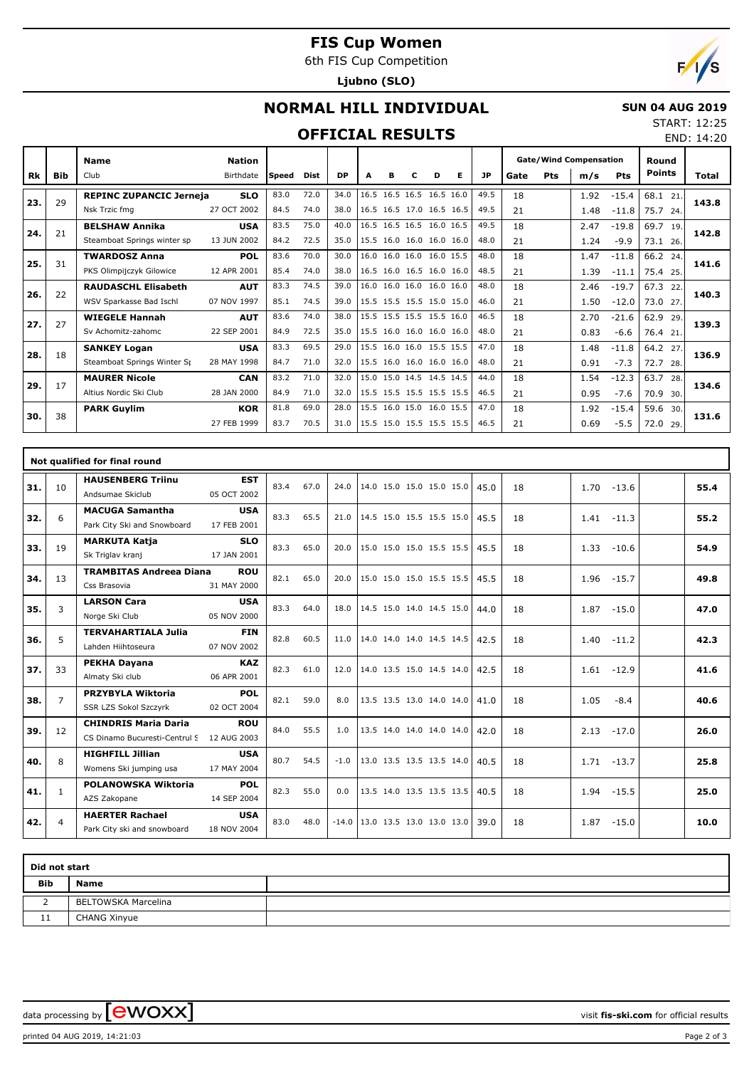# FIS Cup Women

6th FIS Cup Competition

**Ljubno (SLO)**

## NORMAL HILL INDIVIDUAL

**SUN 04 AUG 2019**

START: 12:25

END: 14:20

## OFFICIAL RESULTS

| Rk | Bib | Name / Club | Nation / Birthdate | Speed | Dist | DP | A | B | C | D | E | JP | Gate | Pts | m/s | Pts | Round Points | Total |
|---|---|---|---|---|---|---|---|---|---|---|---|---|---|---|---|---|---|---|
| 23. | 29 | **REPINC ZUPANCIC Jerneja** | **SLO** | 83.0 | 72.0 | 34.0 | 16.5 | 16.5 | 16.5 | 16.5 | 16.0 | 49.5 | 18 | | 1.92 | -15.4 | 68.1 21. | 143.8 |
| | | Nsk Trzic fmg | 27 OCT 2002 | 84.5 | 74.0 | 38.0 | 16.5 | 16.5 | 17.0 | 16.5 | 16.5 | 49.5 | 21 | | 1.48 | -11.8 | 75.7 24. | |
| 24. | 21 | **BELSHAW Annika** | **USA** | 83.5 | 75.0 | 40.0 | 16.5 | 16.5 | 16.5 | 16.0 | 16.5 | 49.5 | 18 | | 2.47 | -19.8 | 69.7 19. | 142.8 |
| | | Steamboat Springs winter sp | 13 JUN 2002 | 84.2 | 72.5 | 35.0 | 15.5 | 16.0 | 16.0 | 16.0 | 16.0 | 48.0 | 21 | | 1.24 | -9.9 | 73.1 26. | |
| 25. | 31 | **TWARDOSZ Anna** | **POL** | 83.6 | 70.0 | 30.0 | 16.0 | 16.0 | 16.0 | 16.0 | 15.5 | 48.0 | 18 | | 1.47 | -11.8 | 66.2 24. | 141.6 |
| | | PKS Olimpijczyk Gilowice | 12 APR 2001 | 85.4 | 74.0 | 38.0 | 16.5 | 16.0 | 16.5 | 16.0 | 16.0 | 48.5 | 21 | | 1.39 | -11.1 | 75.4 25. | |
| 26. | 22 | **RAUDASCHL Elisabeth** | **AUT** | 83.3 | 74.5 | 39.0 | 16.0 | 16.0 | 16.0 | 16.0 | 16.0 | 48.0 | 18 | | 2.46 | -19.7 | 67.3 22. | 140.3 |
| | | WSV Sparkasse Bad Ischl | 07 NOV 1997 | 85.1 | 74.5 | 39.0 | 15.5 | 15.5 | 15.5 | 15.0 | 15.0 | 46.0 | 21 | | 1.50 | -12.0 | 73.0 27. | |
| 27. | 27 | **WIEGELE Hannah** | **AUT** | 83.6 | 74.0 | 38.0 | 15.5 | 15.5 | 15.5 | 15.5 | 16.0 | 46.5 | 18 | | 2.70 | -21.6 | 62.9 29. | 139.3 |
| | | Sv Achomitz-zahomc | 22 SEP 2001 | 84.9 | 72.5 | 35.0 | 15.5 | 16.0 | 16.0 | 16.0 | 16.0 | 48.0 | 21 | | 0.83 | -6.6 | 76.4 21. | |
| 28. | 18 | **SANKEY Logan** | **USA** | 83.3 | 69.5 | 29.0 | 15.5 | 16.0 | 16.0 | 15.5 | 15.5 | 47.0 | 18 | | 1.48 | -11.8 | 64.2 27. | 136.9 |
| | | Steamboat Springs Winter Sp | 28 MAY 1998 | 84.7 | 71.0 | 32.0 | 15.5 | 16.0 | 16.0 | 16.0 | 16.0 | 48.0 | 21 | | 0.91 | -7.3 | 72.7 28. | |
| 29. | 17 | **MAURER Nicole** | **CAN** | 83.2 | 71.0 | 32.0 | 15.0 | 15.0 | 14.5 | 14.5 | 14.5 | 44.0 | 18 | | 1.54 | -12.3 | 63.7 28. | 134.6 |
| | | Altius Nordic Ski Club | 28 JAN 2000 | 84.9 | 71.0 | 32.0 | 15.5 | 15.5 | 15.5 | 15.5 | 15.5 | 46.5 | 21 | | 0.95 | -7.6 | 70.9 30. | |
| 30. | 38 | **PARK Guylim** | **KOR** | 81.8 | 69.0 | 28.0 | 15.5 | 16.0 | 15.0 | 16.0 | 15.5 | 47.0 | 18 | | 1.92 | -15.4 | 59.6 30. | 131.6 |
| | | | 27 FEB 1999 | 83.7 | 70.5 | 31.0 | 15.5 | 15.0 | 15.5 | 15.5 | 15.5 | 46.5 | 21 | | 0.69 | -5.5 | 72.0 29. | |

### Not qualified for final round

| Rk | Bib | Name / Club | Nation / Birthdate | Speed | Dist | DP | A | B | C | D | E | JP | Gate | Pts | m/s | Pts | Round Points | Total |
|---|---|---|---|---|---|---|---|---|---|---|---|---|---|---|---|---|---|---|
| 31. | 10 | **HAUSENBERG Triinu** / Andsumae Skiclub | **EST** / 05 OCT 2002 | 83.4 | 67.0 | 24.0 | 14.0 | 15.0 | 15.0 | 15.0 | 15.0 | 45.0 | 18 | | 1.70 | -13.6 | | 55.4 |
| 32. | 6 | **MACUGA Samantha** / Park City Ski and Snowboard | **USA** / 17 FEB 2001 | 83.3 | 65.5 | 21.0 | 14.5 | 15.0 | 15.5 | 15.5 | 15.0 | 45.5 | 18 | | 1.41 | -11.3 | | 55.2 |
| 33. | 19 | **MARKUTA Katja** / Sk Triglav kranj | **SLO** / 17 JAN 2001 | 83.3 | 65.0 | 20.0 | 15.0 | 15.0 | 15.0 | 15.5 | 15.5 | 45.5 | 18 | | 1.33 | -10.6 | | 54.9 |
| 34. | 13 | **TRAMBITAS Andreea Diana** / Css Brasovia | **ROU** / 31 MAY 2000 | 82.1 | 65.0 | 20.0 | 15.0 | 15.0 | 15.0 | 15.5 | 15.5 | 45.5 | 18 | | 1.96 | -15.7 | | 49.8 |
| 35. | 3 | **LARSON Cara** / Norge Ski Club | **USA** / 05 NOV 2000 | 83.3 | 64.0 | 18.0 | 14.5 | 15.0 | 14.0 | 14.5 | 15.0 | 44.0 | 18 | | 1.87 | -15.0 | | 47.0 |
| 36. | 5 | **TERVAHARTIALA Julia** / Lahden Hiihtoseura | **FIN** / 07 NOV 2002 | 82.8 | 60.5 | 11.0 | 14.0 | 14.0 | 14.0 | 14.5 | 14.5 | 42.5 | 18 | | 1.40 | -11.2 | | 42.3 |
| 37. | 33 | **PEKHA Dayana** / Almaty Ski club | **KAZ** / 06 APR 2001 | 82.3 | 61.0 | 12.0 | 14.0 | 13.5 | 15.0 | 14.5 | 14.0 | 42.5 | 18 | | 1.61 | -12.9 | | 41.6 |
| 38. | 7 | **PRZYBYLA Wiktoria** / SSR LZS Sokol Szczyrk | **POL** / 02 OCT 2004 | 82.1 | 59.0 | 8.0 | 13.5 | 13.5 | 13.0 | 14.0 | 14.0 | 41.0 | 18 | | 1.05 | -8.4 | | 40.6 |
| 39. | 12 | **CHINDRIS Maria Daria** / CS Dinamo Bucuresti-Centrul S | **ROU** / 12 AUG 2003 | 84.0 | 55.5 | 1.0 | 13.5 | 14.0 | 14.0 | 14.0 | 14.0 | 42.0 | 18 | | 2.13 | -17.0 | | 26.0 |
| 40. | 8 | **HIGHFILL Jillian** / Womens Ski jumping usa | **USA** / 17 MAY 2004 | 80.7 | 54.5 | -1.0 | 13.0 | 13.5 | 13.5 | 13.5 | 14.0 | 40.5 | 18 | | 1.71 | -13.7 | | 25.8 |
| 41. | 1 | **POLANOWSKA Wiktoria** / AZS Zakopane | **POL** / 14 SEP 2004 | 82.3 | 55.0 | 0.0 | 13.5 | 14.0 | 13.5 | 13.5 | 13.5 | 40.5 | 18 | | 1.94 | -15.5 | | 25.0 |
| 42. | 4 | **HAERTER Rachael** / Park City ski and snowboard | **USA** / 18 NOV 2004 | 83.0 | 48.0 | -14.0 | 13.0 | 13.5 | 13.0 | 13.0 | 13.0 | 39.0 | 18 | | 1.87 | -15.0 | | 10.0 |

### Did not start

| Bib | Name |
|---|---|
| 2 | BELTOWSKA Marcelina |
| 11 | CHANG Xinyue |

data processing by ewoxx — visit **fis-ski.com** for official results

printed 04 AUG 2019, 14:21:03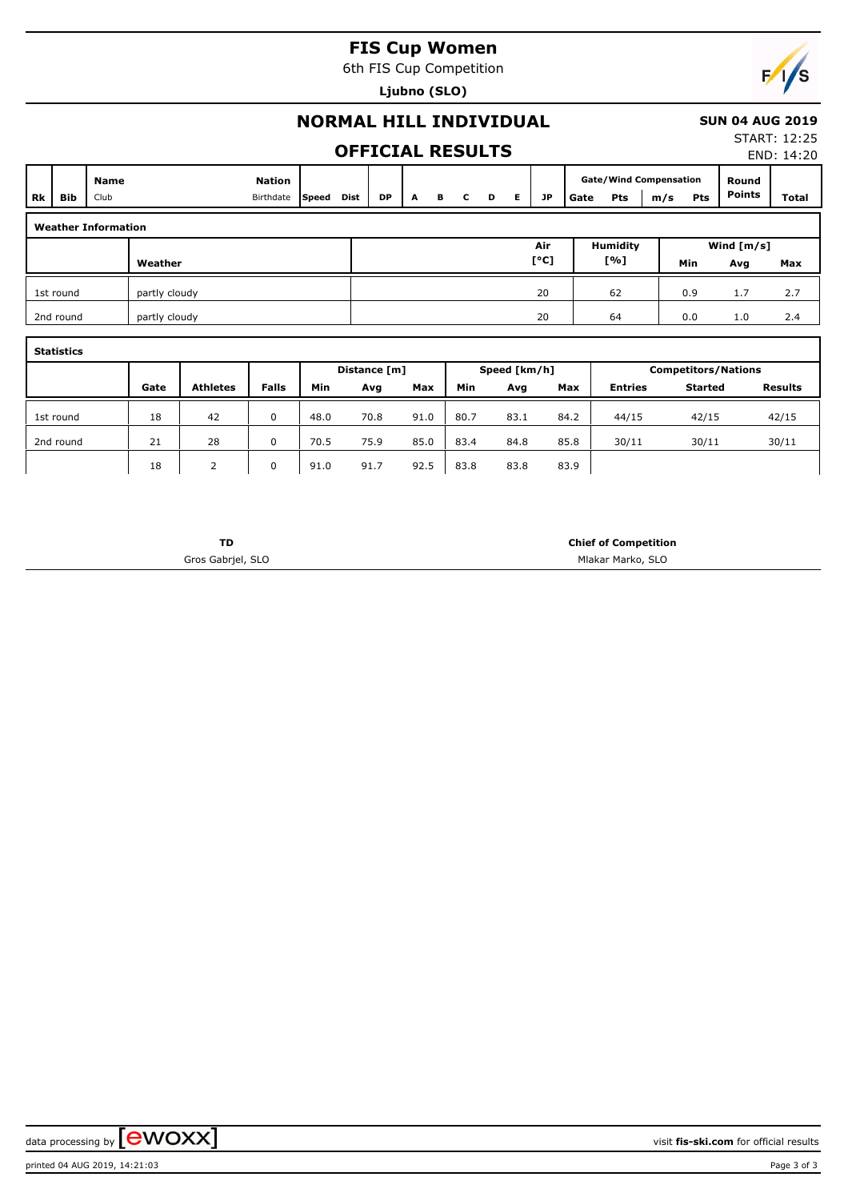# FIS Cup Women

6th FIS Cup Competition

**Ljubno (SLO)**

## NORMAL HILL INDIVIDUAL

**SUN 04 AUG 2019**

START: 12:25

END: 14:20

## OFFICIAL RESULTS

| Rk | Bib | Name / Club | Nation / Birthdate | Speed | Dist | DP | A | B | C | D | E | JP | Gate/Wind Compensation Gate | Pts | m/s | Pts | Round Points | Total |
|---|---|---|---|---|---|---|---|---|---|---|---|---|---|---|---|---|---|---|

**Weather Information**

| | Weather | Air [°C] | Humidity [%] | Wind [m/s] Min | Avg | Max |
|---|---|---|---|---|---|---|
| 1st round | partly cloudy | 20 | 62 | 0.9 | 1.7 | 2.7 |
| 2nd round | partly cloudy | 20 | 64 | 0.0 | 1.0 | 2.4 |

**Statistics**

| | Gate | Athletes | Falls | Distance [m] Min | Avg | Max | Speed [km/h] Min | Avg | Max | Competitors/Nations Entries | Started | Results |
|---|---|---|---|---|---|---|---|---|---|---|---|---|
| 1st round | 18 | 42 | 0 | 48.0 | 70.8 | 91.0 | 80.7 | 83.1 | 84.2 | 44/15 | 42/15 | 42/15 |
| 2nd round | 21 | 28 | 0 | 70.5 | 75.9 | 85.0 | 83.4 | 84.8 | 85.8 | 30/11 | 30/11 | 30/11 |
| | 18 | 2 | 0 | 91.0 | 91.7 | 92.5 | 83.8 | 83.8 | 83.9 | | | |

**TD**
Gros Gabrjel, SLO

**Chief of Competition**
Mlakar Marko, SLO

data processing by [ewoxx]

visit **fis-ski.com** for official results

printed 04 AUG 2019, 14:21:03